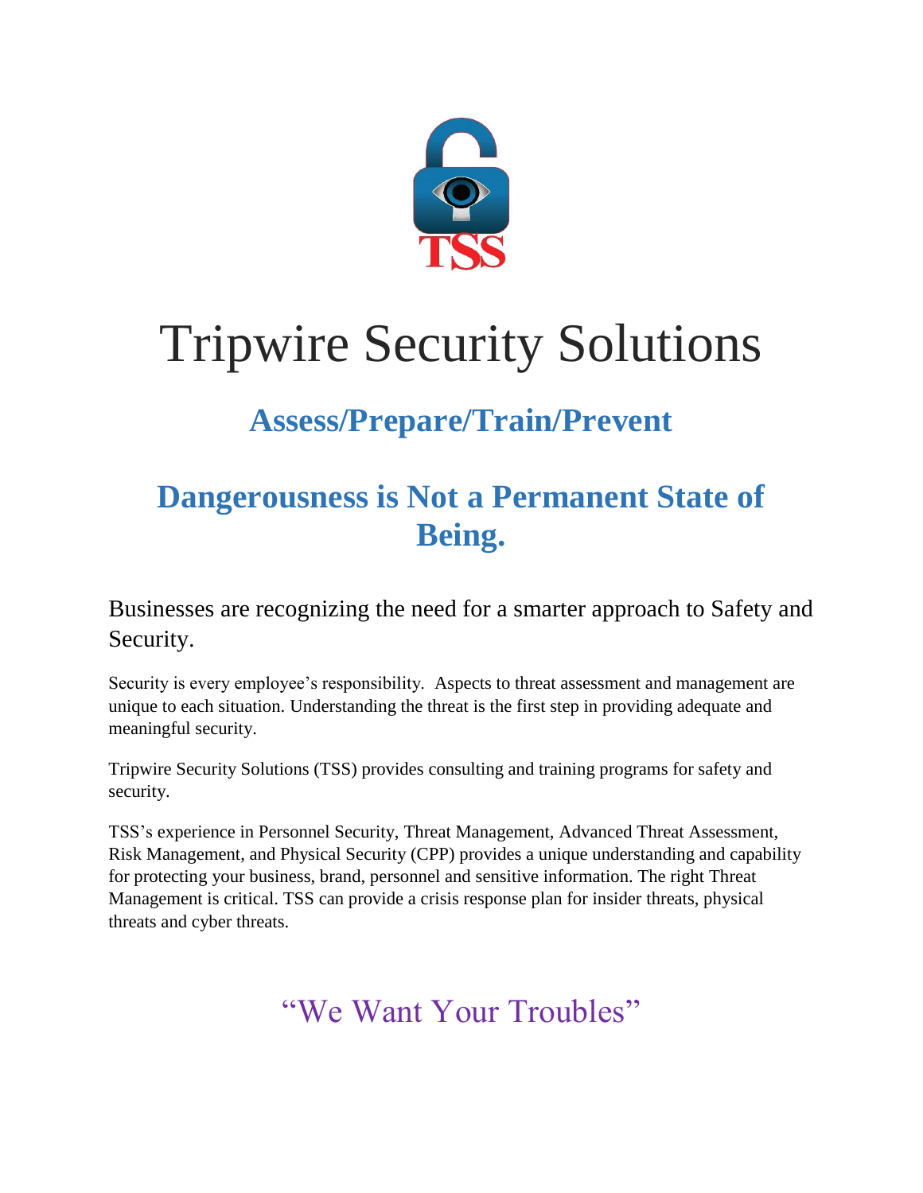TSS

# Tripwire Security Solutions

## Assess/Prepare/Train/Prevent

## Dangerousness is Not a Permanent State of Being.

Businesses are recognizing the need for a smarter approach to Safety and Security.

Security is every employee's responsibility. Aspects to threat assessment and management are unique to each situation. Understanding the threat is the first step in providing adequate and meaningful security.

Tripwire Security Solutions (TSS) provides consulting and training programs for safety and security.

TSS's experience in Personnel Security, Threat Management, Advanced Threat Assessment, Risk Management, and Physical Security (CPP) provides a unique understanding and capability for protecting your business, brand, personnel and sensitive information. The right Threat Management is critical. TSS can provide a crisis response plan for insider threats, physical threats and cyber threats.

"We Want Your Troubles"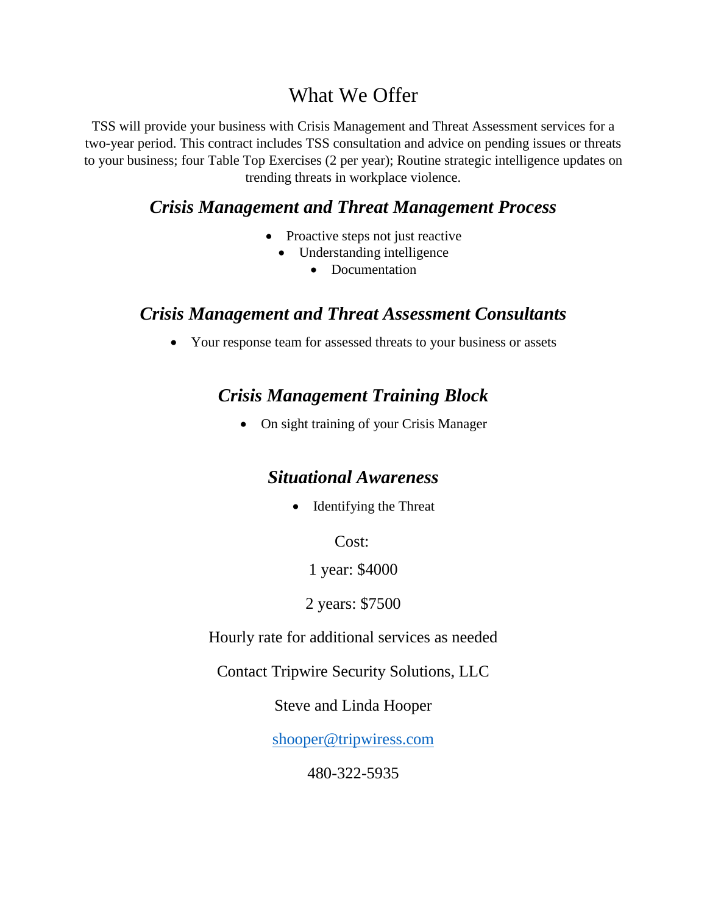# What We Offer

TSS will provide your business with Crisis Management and Threat Assessment services for a two-year period. This contract includes TSS consultation and advice on pending issues or threats to your business; four Table Top Exercises (2 per year); Routine strategic intelligence updates on trending threats in workplace violence.

## *Crisis Management and Threat Management Process*

- Proactive steps not just reactive
- Understanding intelligence
- Documentation

## *Crisis Management and Threat Assessment Consultants*

- Your response team for assessed threats to your business or assets

## *Crisis Management Training Block*

- On sight training of your Crisis Manager

## *Situational Awareness*

- Identifying the Threat

Cost:

1 year: $4000

2 years: $7500

Hourly rate for additional services as needed

Contact Tripwire Security Solutions, LLC

Steve and Linda Hooper

shooper@tripwiress.com

480-322-5935